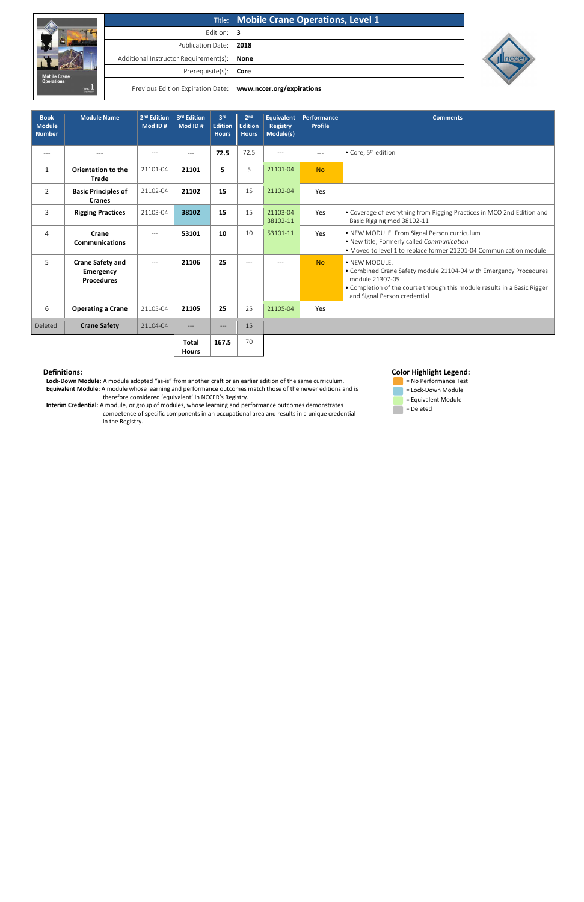| | |
|---|---|
| Title: | **Mobile Crane Operations, Level 1** |
| Edition: | **3** |
| Publication Date: | **2018** |
| Additional Instructor Requirement(s): | **None** |
| Prerequisite(s): | **Core** |
| Previous Edition Expiration Date: | **www.nccer.org/expirations** |

| Book Module Number | Module Name | 2nd Edition Mod ID # | 3rd Edition Mod ID # | 3rd Edition Hours | 2nd Edition Hours | Equivalent Registry Module(s) | Performance Profile | Comments |
|---|---|---|---|---|---|---|---|---|
| --- | --- | --- | --- | **72.5** | 72.5 | --- | --- | • Core, 5th edition |
| 1 | **Orientation to the Trade** | 21101-04 | **21101** | **5** | 5 | 21101-04 | No | |
| 2 | **Basic Principles of Cranes** | 21102-04 | **21102** | **15** | 15 | 21102-04 | Yes | |
| 3 | **Rigging Practices** | 21103-04 | **38102** | **15** | 15 | 21103-04 38102-11 | Yes | • Coverage of everything from Rigging Practices in MCO 2nd Edition and Basic Rigging mod 38102-11 |
| 4 | **Crane Communications** | --- | **53101** | **10** | 10 | 53101-11 | Yes | • NEW MODULE. From Signal Person curriculum<br>• New title; Formerly called *Communication*<br>• Moved to level 1 to replace former 21201-04 Communication module |
| 5 | **Crane Safety and Emergency Procedures** | --- | **21106** | **25** | --- | --- | No | • NEW MODULE.<br>• Combined Crane Safety module 21104-04 with Emergency Procedures module 21307-05<br>• Completion of the course through this module results in a Basic Rigger and Signal Person credential |
| 6 | **Operating a Crane** | 21105-04 | **21105** | **25** | 25 | 21105-04 | Yes | |
| Deleted | **Crane Safety** | 21104-04 | --- | --- | 15 | | | |
| | | | **Total Hours** | **167.5** | 70 | | | |

**Definitions:**

**Lock-Down Module:** A module adopted "as-is" from another craft or an earlier edition of the same curriculum.

**Equivalent Module:** A module whose learning and performance outcomes match those of the newer editions and is therefore considered 'equivalent' in NCCER's Registry.

**Interim Credential:** A module, or group of modules, whose learning and performance outcomes demonstrates competence of specific components in an occupational area and results in a unique credential in the Registry.

**Color Highlight Legend:**

- = No Performance Test
- = Lock-Down Module
- = Equivalent Module
- = Deleted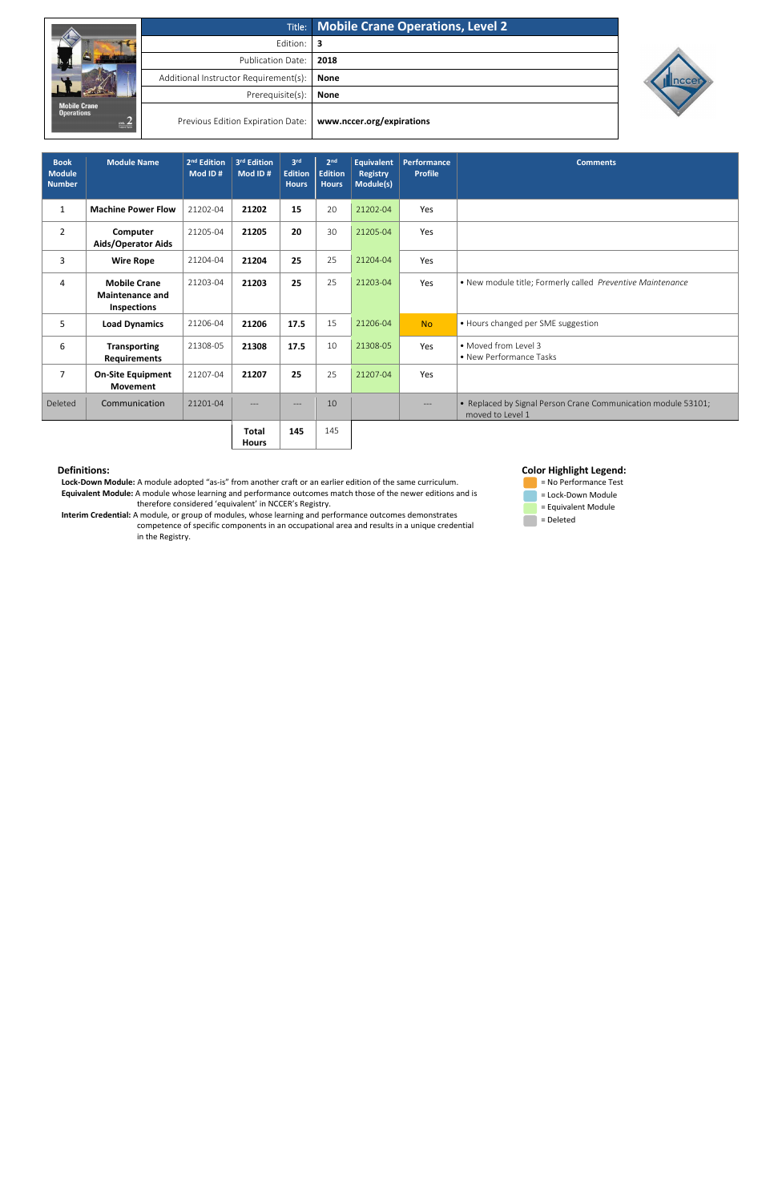| Title: | Mobile Crane Operations, Level 2 |
|---|---|
| Edition: | 3 |
| Publication Date: | 2018 |
| Additional Instructor Requirement(s): | None |
| Prerequisite(s): | None |
| Previous Edition Expiration Date: | www.nccer.org/expirations |

| Book Module Number | Module Name | 2nd Edition Mod ID # | 3rd Edition Mod ID # | 3rd Edition Hours | 2nd Edition Hours | Equivalent Registry Module(s) | Performance Profile | Comments |
|---|---|---|---|---|---|---|---|---|
| 1 | Machine Power Flow | 21202-04 | **21202** | **15** | 20 | 21202-04 | Yes | |
| 2 | Computer Aids/Operator Aids | 21205-04 | **21205** | **20** | 30 | 21205-04 | Yes | |
| 3 | Wire Rope | 21204-04 | **21204** | **25** | 25 | 21204-04 | Yes | |
| 4 | Mobile Crane Maintenance and Inspections | 21203-04 | **21203** | **25** | 25 | 21203-04 | Yes | • New module title; Formerly called *Preventive Maintenance* |
| 5 | Load Dynamics | 21206-04 | **21206** | **17.5** | 15 | 21206-04 | No | • Hours changed per SME suggestion |
| 6 | Transporting Requirements | 21308-05 | **21308** | **17.5** | 10 | 21308-05 | Yes | • Moved from Level 3<br>• New Performance Tasks |
| 7 | On-Site Equipment Movement | 21207-04 | **21207** | **25** | 25 | 21207-04 | Yes | |
| Deleted | Communication | 21201-04 | --- | --- | 10 | | --- | • Replaced by Signal Person Crane Communication module 53101; moved to Level 1 |
| | | | **Total Hours** | **145** | 145 | | | |

**Definitions:**

**Lock-Down Module:** A module adopted "as-is" from another craft or an earlier edition of the same curriculum.

**Equivalent Module:** A module whose learning and performance outcomes match those of the newer editions and is therefore considered 'equivalent' in NCCER's Registry.

**Interim Credential:** A module, or group of modules, whose learning and performance outcomes demonstrates competence of specific components in an occupational area and results in a unique credential in the Registry.

**Color Highlight Legend:**

- = No Performance Test
- = Lock-Down Module
- = Equivalent Module
- = Deleted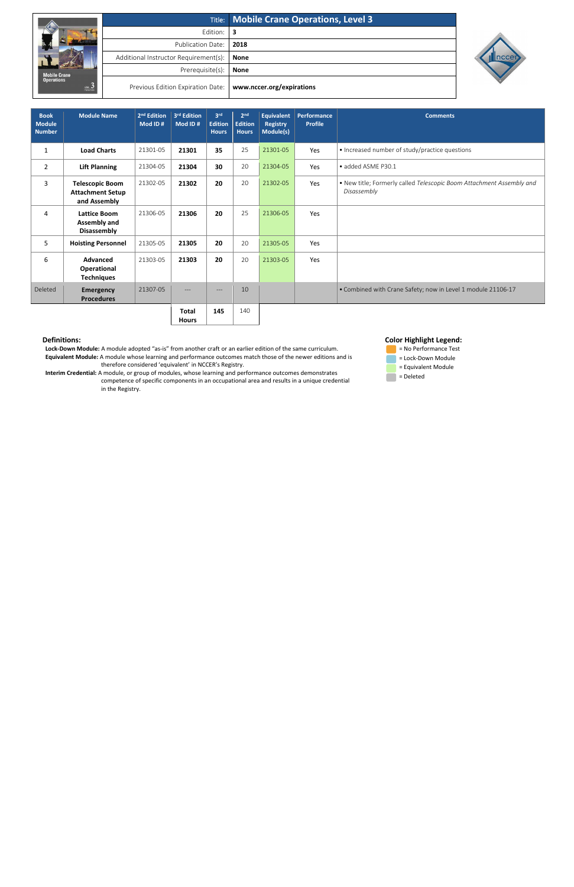| | |
|---|---|
| Title: | **Mobile Crane Operations, Level 3** |
| Edition: | **3** |
| Publication Date: | **2018** |
| Additional Instructor Requirement(s): | **None** |
| Prerequisite(s): | **None** |
| Previous Edition Expiration Date: | **www.nccer.org/expirations** |

| Book Module Number | Module Name | 2nd Edition Mod ID # | 3rd Edition Mod ID # | 3rd Edition Hours | 2nd Edition Hours | Equivalent Registry Module(s) | Performance Profile | Comments |
|---|---|---|---|---|---|---|---|---|
| 1 | **Load Charts** | 21301-05 | **21301** | **35** | 25 | 21301-05 | Yes | • Increased number of study/practice questions |
| 2 | **Lift Planning** | 21304-05 | **21304** | **30** | 20 | 21304-05 | Yes | • added ASME P30.1 |
| 3 | **Telescopic Boom Attachment Setup and Assembly** | 21302-05 | **21302** | **20** | 20 | 21302-05 | Yes | • New title; Formerly called *Telescopic Boom Attachment Assembly and Disassembly* |
| 4 | **Lattice Boom Assembly and Disassembly** | 21306-05 | **21306** | **20** | 25 | 21306-05 | Yes | |
| 5 | **Hoisting Personnel** | 21305-05 | **21305** | **20** | 20 | 21305-05 | Yes | |
| 6 | **Advanced Operational Techniques** | 21303-05 | **21303** | **20** | 20 | 21303-05 | Yes | |
| Deleted | **Emergency Procedures** | 21307-05 | --- | --- | 10 | | | • Combined with Crane Safety; now in Level 1 module 21106-17 |
| | | | **Total Hours** | **145** | 140 | | | |

**Definitions:**

**Lock-Down Module:** A module adopted "as-is" from another craft or an earlier edition of the same curriculum.

**Equivalent Module:** A module whose learning and performance outcomes match those of the newer editions and is therefore considered 'equivalent' in NCCER's Registry.

**Interim Credential:** A module, or group of modules, whose learning and performance outcomes demonstrates competence of specific components in an occupational area and results in a unique credential in the Registry.

**Color Highlight Legend:**

- = No Performance Test
- = Lock-Down Module
- = Equivalent Module
- = Deleted